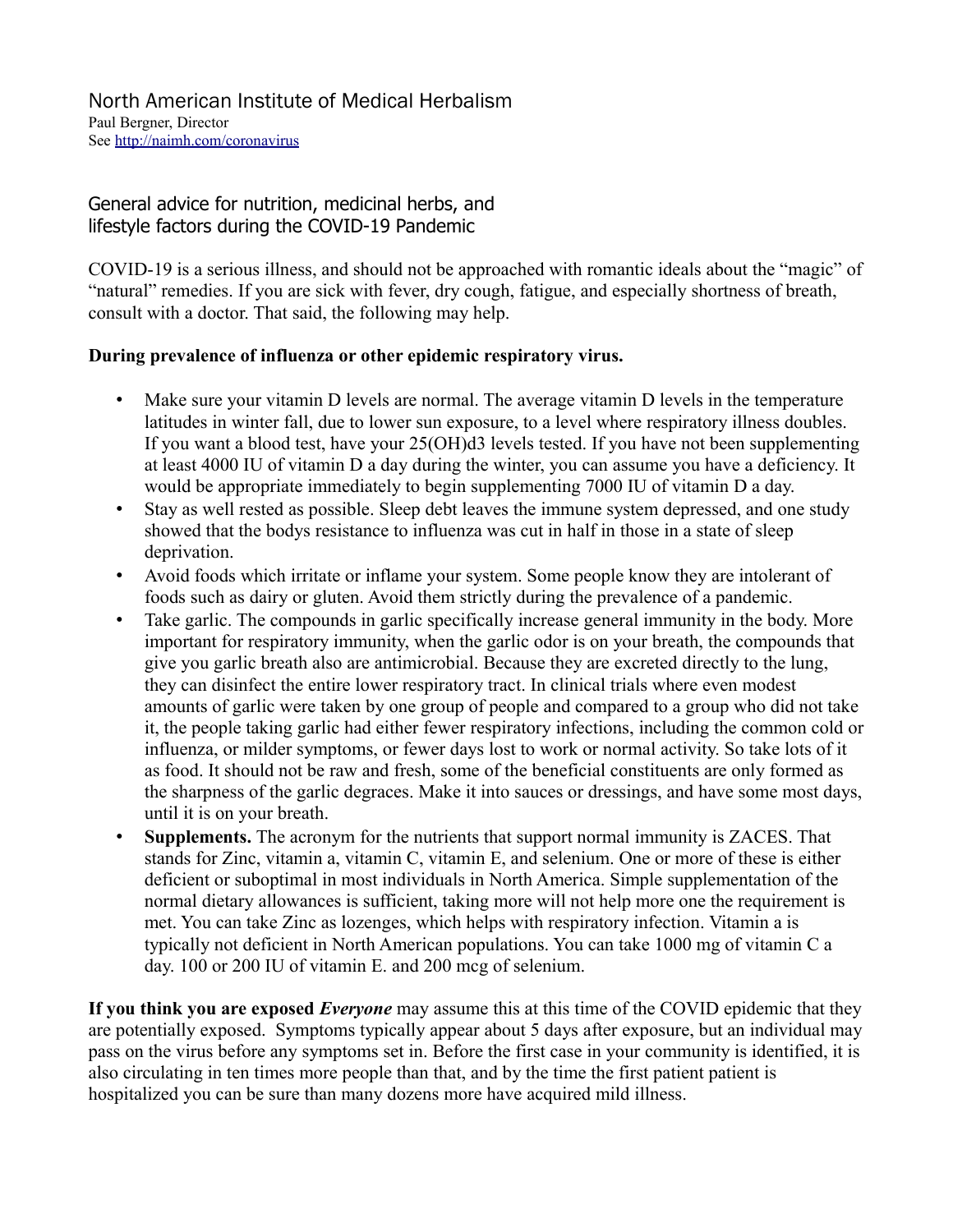# North American Institute of Medical Herbalism

Paul Bergner, Director
See http://naimh.com/coronavirus

## General advice for nutrition, medicinal herbs, and lifestyle factors during the COVID-19 Pandemic

COVID-19 is a serious illness, and should not be approached with romantic ideals about the "magic" of "natural" remedies. If you are sick with fever, dry cough, fatigue, and especially shortness of breath, consult with a doctor. That said, the following may help.

**During prevalence of influenza or other epidemic respiratory virus.**

- Make sure your vitamin D levels are normal. The average vitamin D levels in the temperature latitudes in winter fall, due to lower sun exposure, to a level where respiratory illness doubles. If you want a blood test, have your 25(OH)d3 levels tested. If you have not been supplementing at least 4000 IU of vitamin D a day during the winter, you can assume you have a deficiency. It would be appropriate immediately to begin supplementing 7000 IU of vitamin D a day.
- Stay as well rested as possible. Sleep debt leaves the immune system depressed, and one study showed that the bodys resistance to influenza was cut in half in those in a state of sleep deprivation.
- Avoid foods which irritate or inflame your system. Some people know they are intolerant of foods such as dairy or gluten. Avoid them strictly during the prevalence of a pandemic.
- Take garlic. The compounds in garlic specifically increase general immunity in the body. More important for respiratory immunity, when the garlic odor is on your breath, the compounds that give you garlic breath also are antimicrobial. Because they are excreted directly to the lung, they can disinfect the entire lower respiratory tract. In clinical trials where even modest amounts of garlic were taken by one group of people and compared to a group who did not take it, the people taking garlic had either fewer respiratory infections, including the common cold or influenza, or milder symptoms, or fewer days lost to work or normal activity. So take lots of it as food. It should not be raw and fresh, some of the beneficial constituents are only formed as the sharpness of the garlic degraces. Make it into sauces or dressings, and have some most days, until it is on your breath.
- **Supplements.** The acronym for the nutrients that support normal immunity is ZACES. That stands for Zinc, vitamin a, vitamin C, vitamin E, and selenium. One or more of these is either deficient or suboptimal in most individuals in North America. Simple supplementation of the normal dietary allowances is sufficient, taking more will not help more one the requirement is met. You can take Zinc as lozenges, which helps with respiratory infection. Vitamin a is typically not deficient in North American populations. You can take 1000 mg of vitamin C a day. 100 or 200 IU of vitamin E. and 200 mcg of selenium.

**If you think you are exposed** ***Everyone*** may assume this at this time of the COVID epidemic that they are potentially exposed. Symptoms typically appear about 5 days after exposure, but an individual may pass on the virus before any symptoms set in. Before the first case in your community is identified, it is also circulating in ten times more people than that, and by the time the first patient patient is hospitalized you can be sure than many dozens more have acquired mild illness.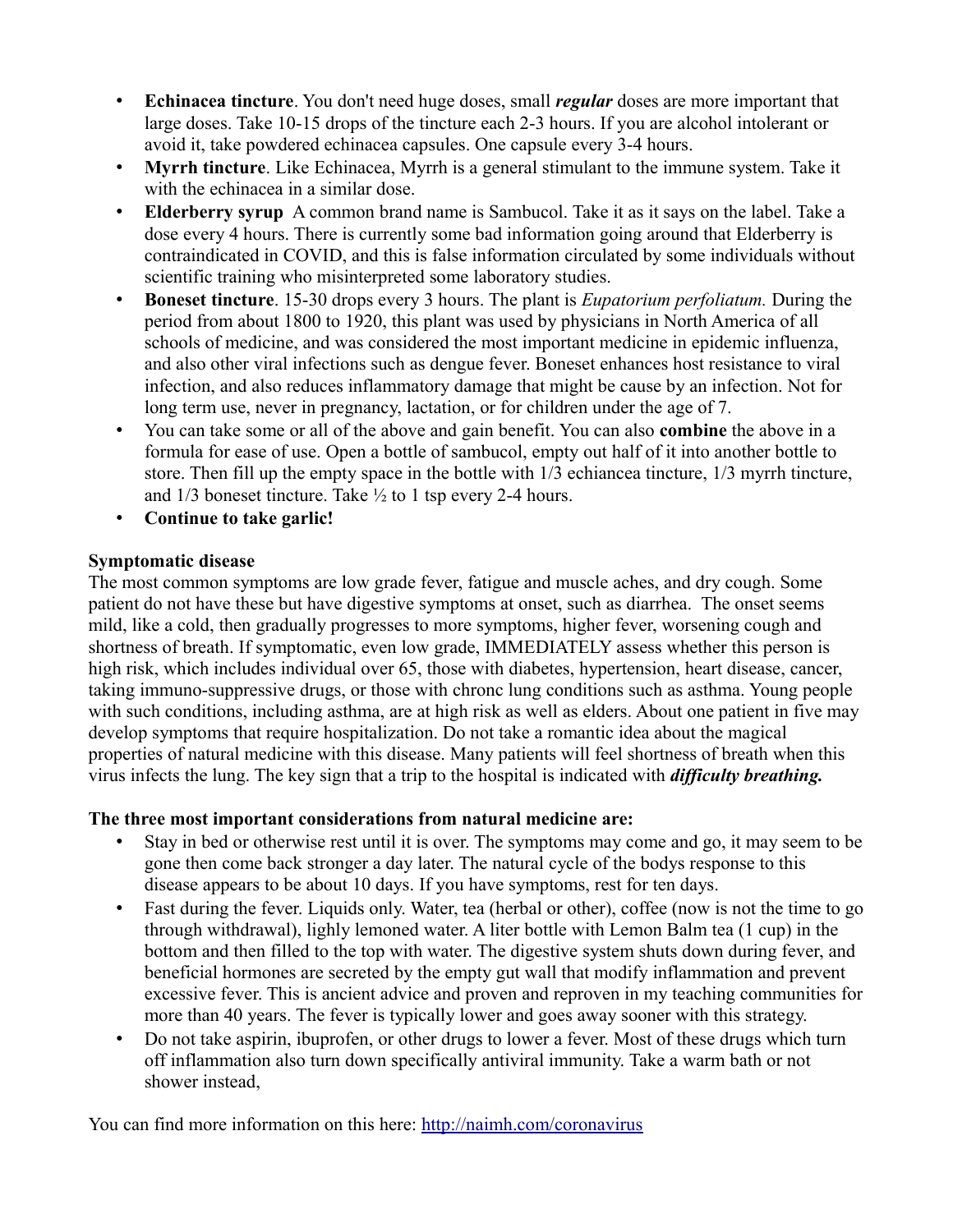- **Echinacea tincture**. You don't need huge doses, small ***regular*** doses are more important that large doses. Take 10-15 drops of the tincture each 2-3 hours. If you are alcohol intolerant or avoid it, take powdered echinacea capsules. One capsule every 3-4 hours.
- **Myrrh tincture**. Like Echinacea, Myrrh is a general stimulant to the immune system. Take it with the echinacea in a similar dose.
- **Elderberry syrup** A common brand name is Sambucol. Take it as it says on the label. Take a dose every 4 hours. There is currently some bad information going around that Elderberry is contraindicated in COVID, and this is false information circulated by some individuals without scientific training who misinterpreted some laboratory studies.
- **Boneset tincture**. 15-30 drops every 3 hours. The plant is *Eupatorium perfoliatum.* During the period from about 1800 to 1920, this plant was used by physicians in North America of all schools of medicine, and was considered the most important medicine in epidemic influenza, and also other viral infections such as dengue fever. Boneset enhances host resistance to viral infection, and also reduces inflammatory damage that might be cause by an infection. Not for long term use, never in pregnancy, lactation, or for children under the age of 7.
- You can take some or all of the above and gain benefit. You can also **combine** the above in a formula for ease of use. Open a bottle of sambucol, empty out half of it into another bottle to store. Then fill up the empty space in the bottle with 1/3 echiancea tincture, 1/3 myrrh tincture, and 1/3 boneset tincture. Take ½ to 1 tsp every 2-4 hours.
- **Continue to take garlic!**

**Symptomatic disease**

The most common symptoms are low grade fever, fatigue and muscle aches, and dry cough. Some patient do not have these but have digestive symptoms at onset, such as diarrhea. The onset seems mild, like a cold, then gradually progresses to more symptoms, higher fever, worsening cough and shortness of breath. If symptomatic, even low grade, IMMEDIATELY assess whether this person is high risk, which includes individual over 65, those with diabetes, hypertension, heart disease, cancer, taking immuno-suppressive drugs, or those with chronc lung conditions such as asthma. Young people with such conditions, including asthma, are at high risk as well as elders. About one patient in five may develop symptoms that require hospitalization. Do not take a romantic idea about the magical properties of natural medicine with this disease. Many patients will feel shortness of breath when this virus infects the lung. The key sign that a trip to the hospital is indicated with ***difficulty breathing.***

**The three most important considerations from natural medicine are:**

- Stay in bed or otherwise rest until it is over. The symptoms may come and go, it may seem to be gone then come back stronger a day later. The natural cycle of the bodys response to this disease appears to be about 10 days. If you have symptoms, rest for ten days.
- Fast during the fever. Liquids only. Water, tea (herbal or other), coffee (now is not the time to go through withdrawal), lighly lemoned water. A liter bottle with Lemon Balm tea (1 cup) in the bottom and then filled to the top with water. The digestive system shuts down during fever, and beneficial hormones are secreted by the empty gut wall that modify inflammation and prevent excessive fever. This is ancient advice and proven and reproven in my teaching communities for more than 40 years. The fever is typically lower and goes away sooner with this strategy.
- Do not take aspirin, ibuprofen, or other drugs to lower a fever. Most of these drugs which turn off inflammation also turn down specifically antiviral immunity. Take a warm bath or not shower instead,

You can find more information on this here: [http://naimh.com/coronavirus](http://naimh.com/coronavirus)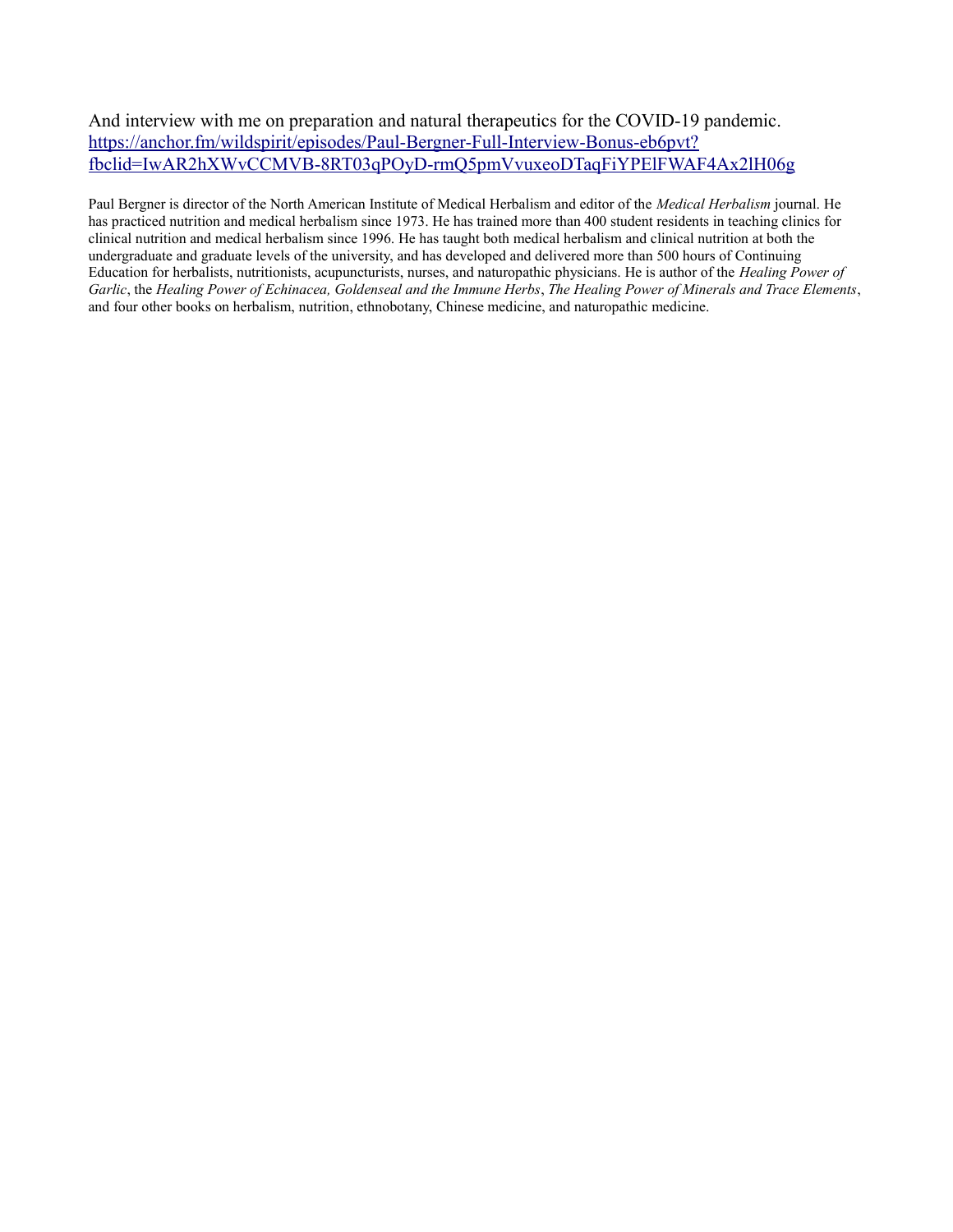And interview with me on preparation and natural therapeutics for the COVID-19 pandemic. https://anchor.fm/wildspirit/episodes/Paul-Bergner-Full-Interview-Bonus-eb6pvt?fbclid=IwAR2hXWvCCMVB-8RT03qPOyD-rmQ5pmVvuxeoDTaqFiYPElFWAF4Ax2lH06g

Paul Bergner is director of the North American Institute of Medical Herbalism and editor of the *Medical Herbalism* journal. He has practiced nutrition and medical herbalism since 1973. He has trained more than 400 student residents in teaching clinics for clinical nutrition and medical herbalism since 1996. He has taught both medical herbalism and clinical nutrition at both the undergraduate and graduate levels of the university, and has developed and delivered more than 500 hours of Continuing Education for herbalists, nutritionists, acupuncturists, nurses, and naturopathic physicians. He is author of the *Healing Power of Garlic*, the *Healing Power of Echinacea, Goldenseal and the Immune Herbs*, *The Healing Power of Minerals and Trace Elements*, and four other books on herbalism, nutrition, ethnobotany, Chinese medicine, and naturopathic medicine.